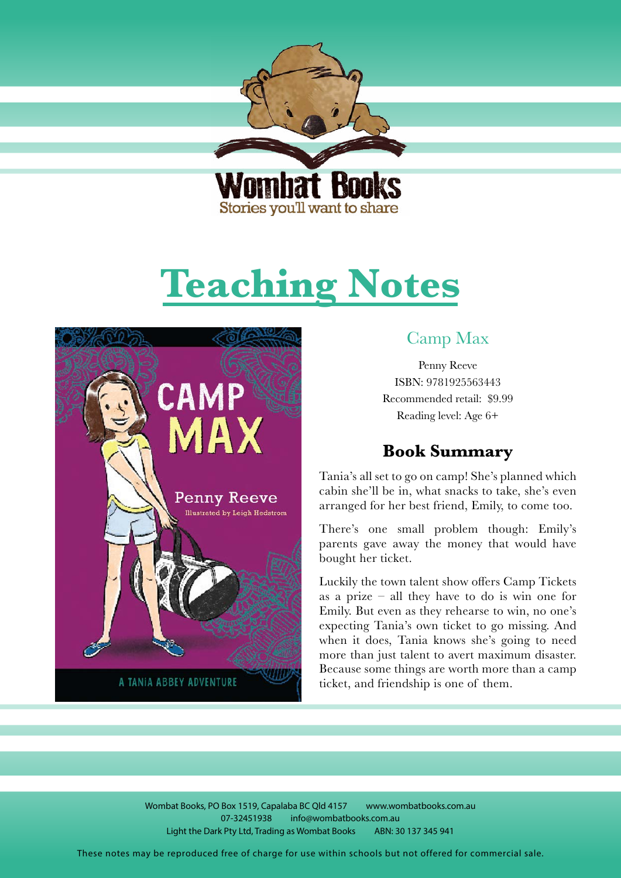Wombat Books
Stories you'll want to share

# Teaching Notes

## Camp Max

Penny Reeve
ISBN: 9781925563443
Recommended retail: $9.99
Reading level: Age 6+

### Book Summary

Tania's all set to go on camp! She's planned which cabin she'll be in, what snacks to take, she's even arranged for her best friend, Emily, to come too.

There's one small problem though: Emily's parents gave away the money that would have bought her ticket.

Luckily the town talent show offers Camp Tickets as a prize – all they have to do is win one for Emily. But even as they rehearse to win, no one's expecting Tania's own ticket to go missing. And when it does, Tania knows she's going to need more than just talent to avert maximum disaster. Because some things are worth more than a camp ticket, and friendship is one of them.

Wombat Books, PO Box 1519, Capalaba BC Qld 4157 www.wombatbooks.com.au
07-32451938 info@wombatbooks.com.au
Light the Dark Pty Ltd, Trading as Wombat Books ABN: 30 137 345 941

These notes may be reproduced free of charge for use within schools but not offered for commercial sale.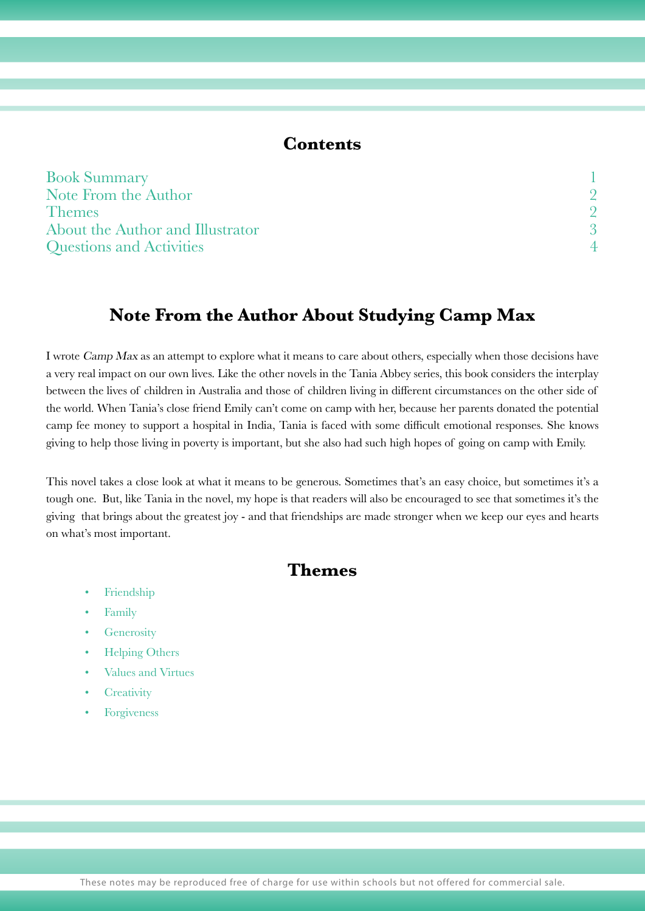## Contents

| | |
|---|---|
| Book Summary | 1 |
| Note From the Author | 2 |
| Themes | 2 |
| About the Author and Illustrator | 3 |
| Questions and Activities | 4 |

## Note From the Author About Studying Camp Max

I wrote *Camp Max* as an attempt to explore what it means to care about others, especially when those decisions have a very real impact on our own lives. Like the other novels in the Tania Abbey series, this book considers the interplay between the lives of children in Australia and those of children living in different circumstances on the other side of the world. When Tania's close friend Emily can't come on camp with her, because her parents donated the potential camp fee money to support a hospital in India, Tania is faced with some difficult emotional responses. She knows giving to help those living in poverty is important, but she also had such high hopes of going on camp with Emily.

This novel takes a close look at what it means to be generous. Sometimes that's an easy choice, but sometimes it's a tough one. But, like Tania in the novel, my hope is that readers will also be encouraged to see that sometimes it's the giving that brings about the greatest joy - and that friendships are made stronger when we keep our eyes and hearts on what's most important.

## Themes

- Friendship
- Family
- Generosity
- Helping Others
- Values and Virtues
- Creativity
- Forgiveness

These notes may be reproduced free of charge for use within schools but not offered for commercial sale.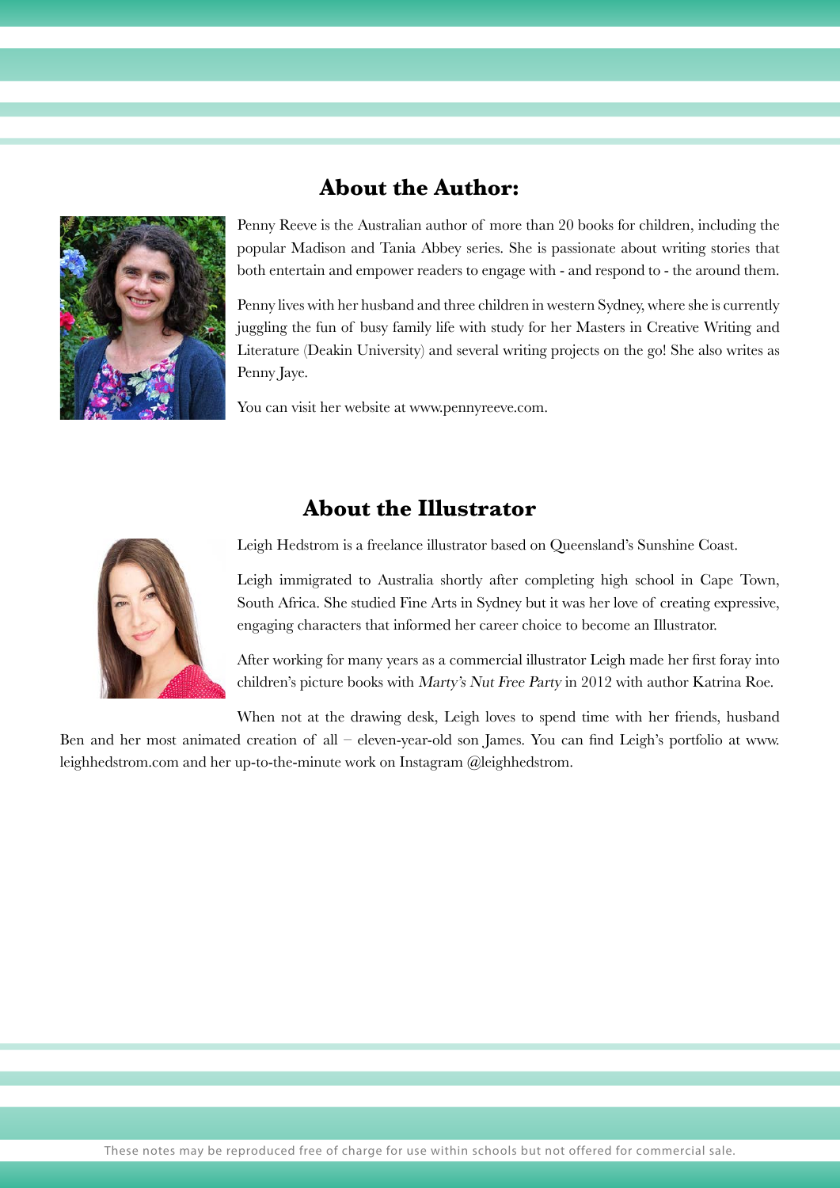## About the Author:

Penny Reeve is the Australian author of more than 20 books for children, including the popular Madison and Tania Abbey series. She is passionate about writing stories that both entertain and empower readers to engage with - and respond to - the around them.

Penny lives with her husband and three children in western Sydney, where she is currently juggling the fun of busy family life with study for her Masters in Creative Writing and Literature (Deakin University) and several writing projects on the go! She also writes as Penny Jaye.

You can visit her website at www.pennyreeve.com.

## About the Illustrator

Leigh Hedstrom is a freelance illustrator based on Queensland's Sunshine Coast.

Leigh immigrated to Australia shortly after completing high school in Cape Town, South Africa. She studied Fine Arts in Sydney but it was her love of creating expressive, engaging characters that informed her career choice to become an Illustrator.

After working for many years as a commercial illustrator Leigh made her first foray into children's picture books with *Marty's Nut Free Party* in 2012 with author Katrina Roe.

When not at the drawing desk, Leigh loves to spend time with her friends, husband Ben and her most animated creation of all – eleven-year-old son James. You can find Leigh's portfolio at www.leighhedstrom.com and her up-to-the-minute work on Instagram @leighhedstrom.

These notes may be reproduced free of charge for use within schools but not offered for commercial sale.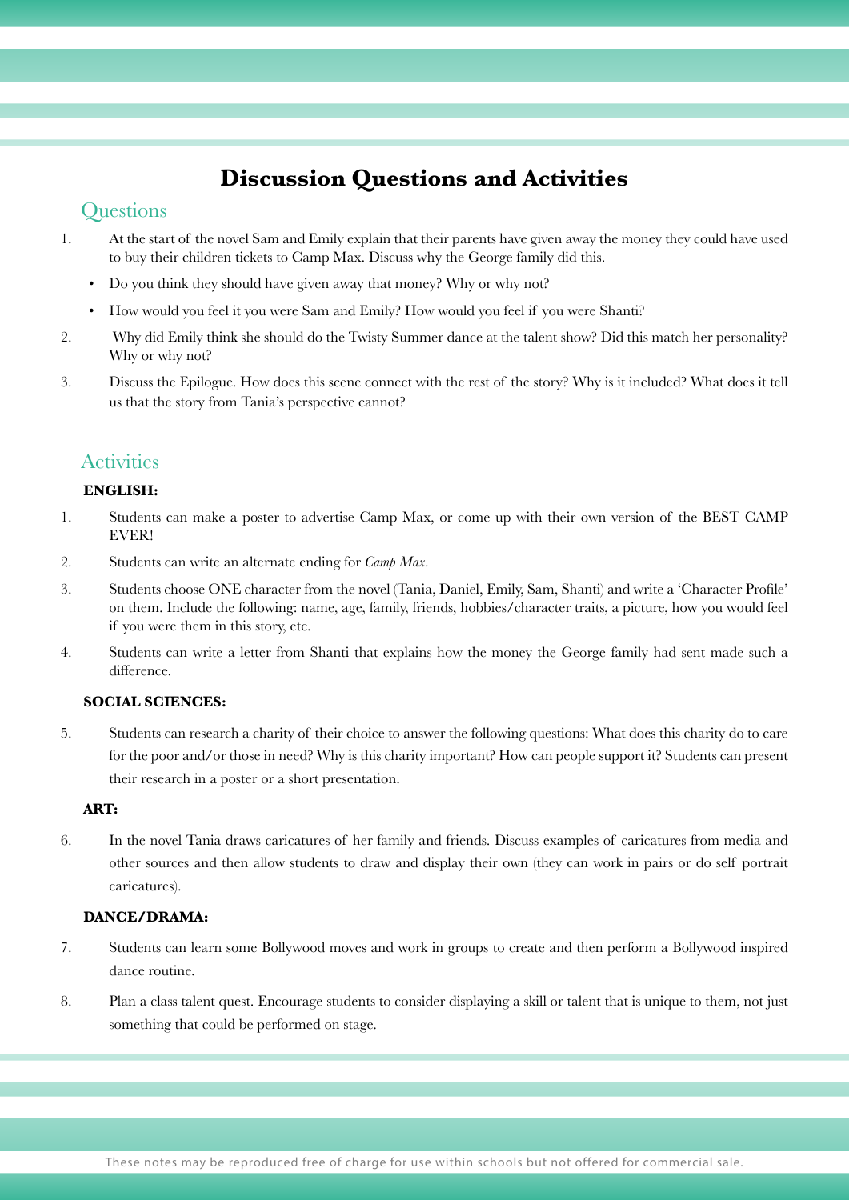# Discussion Questions and Activities

## Questions

1. At the start of the novel Sam and Emily explain that their parents have given away the money they could have used to buy their children tickets to Camp Max. Discuss why the George family did this.
   - Do you think they should have given away that money? Why or why not?
   - How would you feel it you were Sam and Emily? How would you feel if you were Shanti?
2. Why did Emily think she should do the Twisty Summer dance at the talent show? Did this match her personality? Why or why not?
3. Discuss the Epilogue. How does this scene connect with the rest of the story? Why is it included? What does it tell us that the story from Tania's perspective cannot?

## Activities

**ENGLISH:**

1. Students can make a poster to advertise Camp Max, or come up with their own version of the BEST CAMP EVER!
2. Students can write an alternate ending for *Camp Max*.
3. Students choose ONE character from the novel (Tania, Daniel, Emily, Sam, Shanti) and write a 'Character Profile' on them. Include the following: name, age, family, friends, hobbies/character traits, a picture, how you would feel if you were them in this story, etc.
4. Students can write a letter from Shanti that explains how the money the George family had sent made such a difference.

**SOCIAL SCIENCES:**

5. Students can research a charity of their choice to answer the following questions: What does this charity do to care for the poor and/or those in need? Why is this charity important? How can people support it? Students can present their research in a poster or a short presentation.

**ART:**

6. In the novel Tania draws caricatures of her family and friends. Discuss examples of caricatures from media and other sources and then allow students to draw and display their own (they can work in pairs or do self portrait caricatures).

**DANCE/DRAMA:**

7. Students can learn some Bollywood moves and work in groups to create and then perform a Bollywood inspired dance routine.
8. Plan a class talent quest. Encourage students to consider displaying a skill or talent that is unique to them, not just something that could be performed on stage.

These notes may be reproduced free of charge for use within schools but not offered for commercial sale.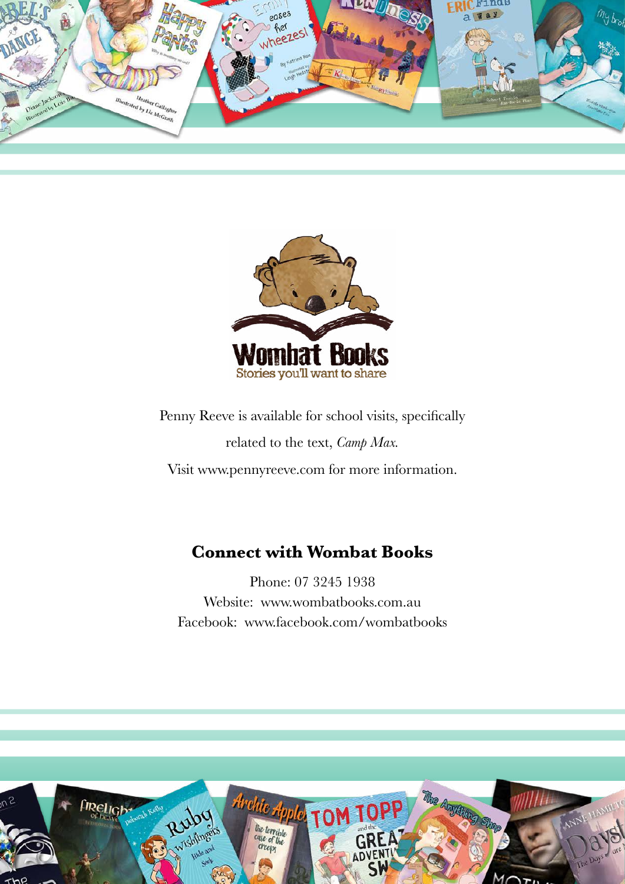Wombat Books

Stories you'll want to share

Penny Reeve is available for school visits, specifically related to the text, *Camp Max*.

Visit www.pennyreeve.com for more information.

## Connect with Wombat Books

Phone: 07 3245 1938

Website: www.wombatbooks.com.au

Facebook: www.facebook.com/wombatbooks